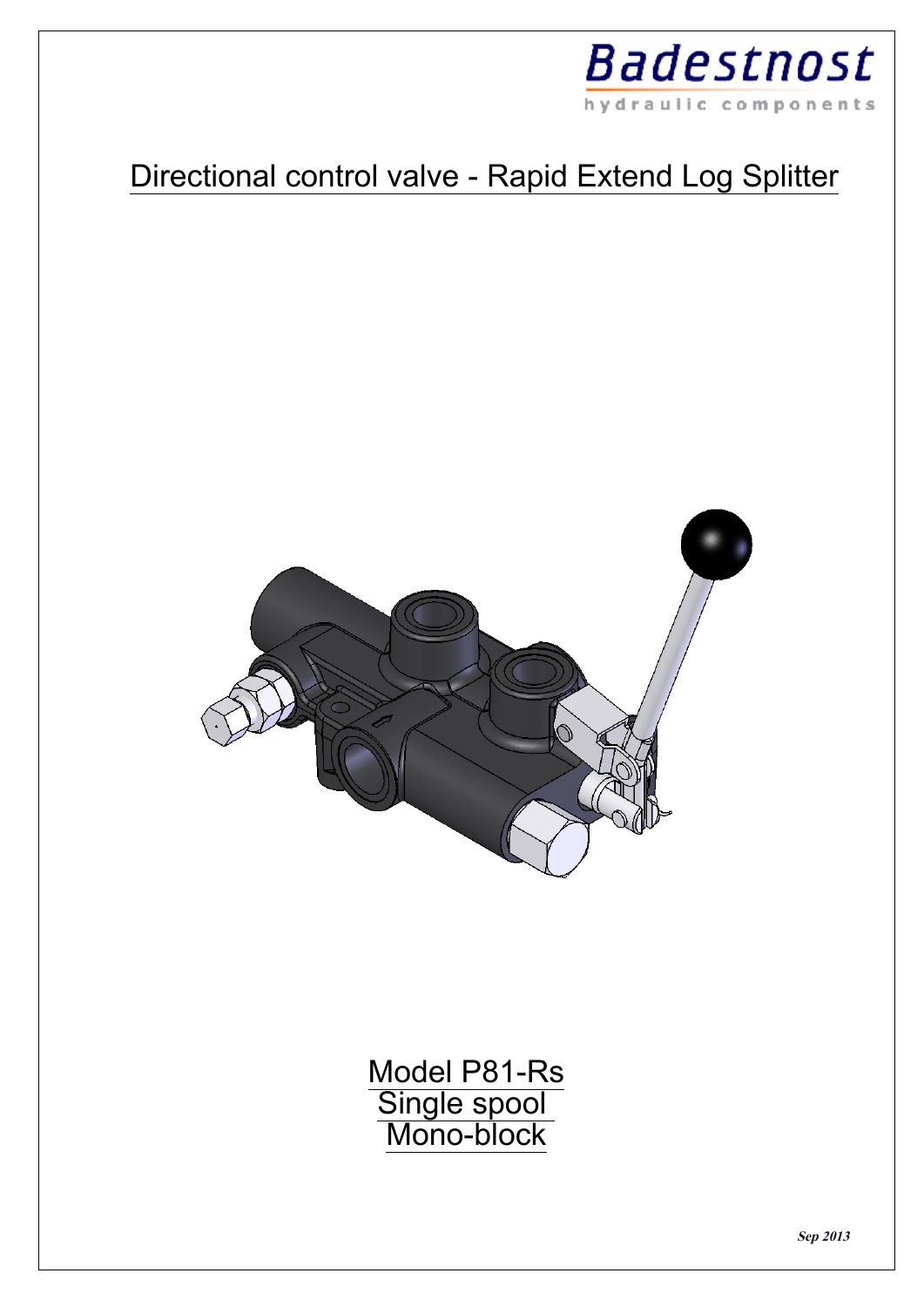Badestnost

hydraulic components

# Directional control valve - Rapid Extend Log Splitter

Model P81-Rs

Single spool

Mono-block

*Sep 2013*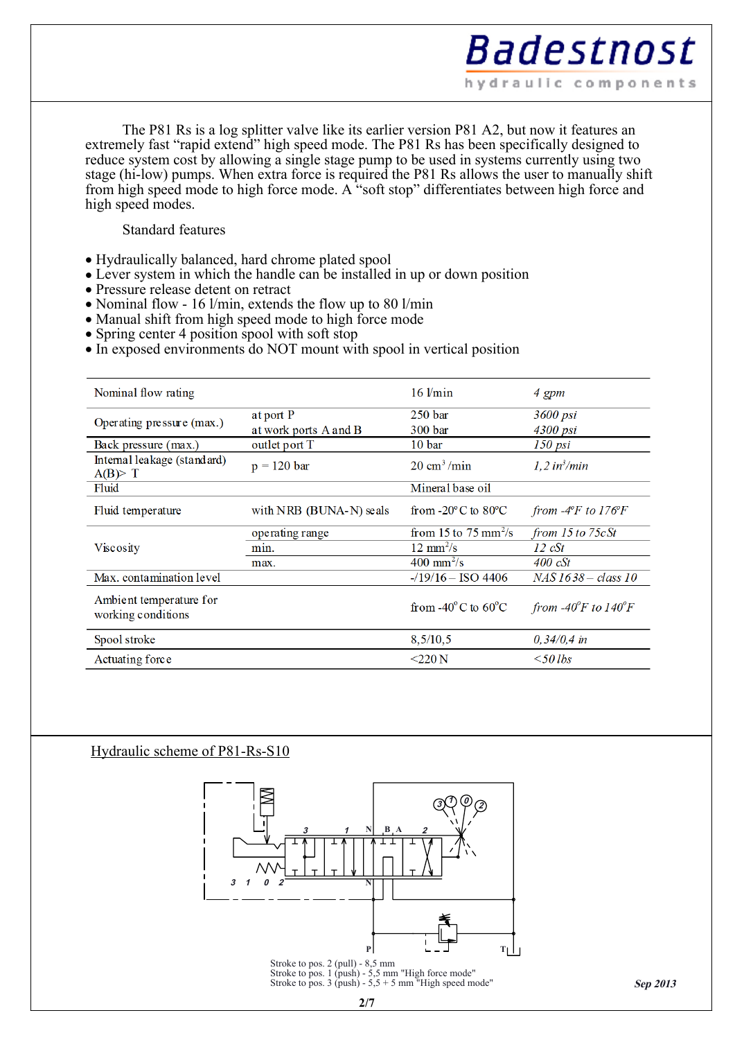The P81 Rs is a log splitter valve like its earlier version P81 A2, but now it features an extremely fast "rapid extend" high speed mode. The P81 Rs has been specifically designed to reduce system cost by allowing a single stage pump to be used in systems currently using two stage (hi-low) pumps. When extra force is required the P81 Rs allows the user to manually shift from high speed mode to high force mode. A "soft stop" differentiates between high force and high speed modes.

Standard features

- Hydraulically balanced, hard chrome plated spool
- Lever system in which the handle can be installed in up or down position
- Pressure release detent on retract
- Nominal flow - 16 l/min, extends the flow up to 80 l/min
- Manual shift from high speed mode to high force mode
- Spring center 4 position spool with soft stop
- In exposed environments do NOT mount with spool in vertical position

| | | | |
|---|---|---|---|
| Nominal flow rating | | 16 l/min | *4 gpm* |
| Operating pressure (max.) | at port P | 250 bar | *3600 psi* |
| | at work ports A and B | 300 bar | *4300 psi* |
| Back pressure (max.) | outlet port T | 10 bar | *150 psi* |
| Internal leakage (standard) A(B)> T | p = 120 bar | 20 $cm^3$ /min | *1,2 $in^3$/min* |
| Fluid | | Mineral base oil | |
| Fluid temperature | with NRB (BUNA-N) seals | from -20°C to 80°C | *from -4°F to 176°F* |
| Viscosity | operating range | from 15 to 75 $mm^2$/s | *from 15 to 75cSt* |
| | min. | 12 $mm^2$/s | *12 cSt* |
| | max. | 400 $mm^2$/s | *400 cSt* |
| Max. contamination level | | -/19/16 – ISO 4406 | *NAS 1638 – class 10* |
| Ambient temperature for working conditions | | from -40°C to 60°C | *from -40°F to 140°F* |
| Spool stroke | | 8,5/10,5 | *0,34/0,4 in* |
| Actuating force | | <220 N | *<50 lbs* |

## Hydraulic scheme of P81-Rs-S10

Stroke to pos. 2 (pull) - 8,5 mm
Stroke to pos. 1 (push) - 5,5 mm "High force mode"
Stroke to pos. 3 (push) - 5,5 + 5 mm "High speed mode"

Sep 2013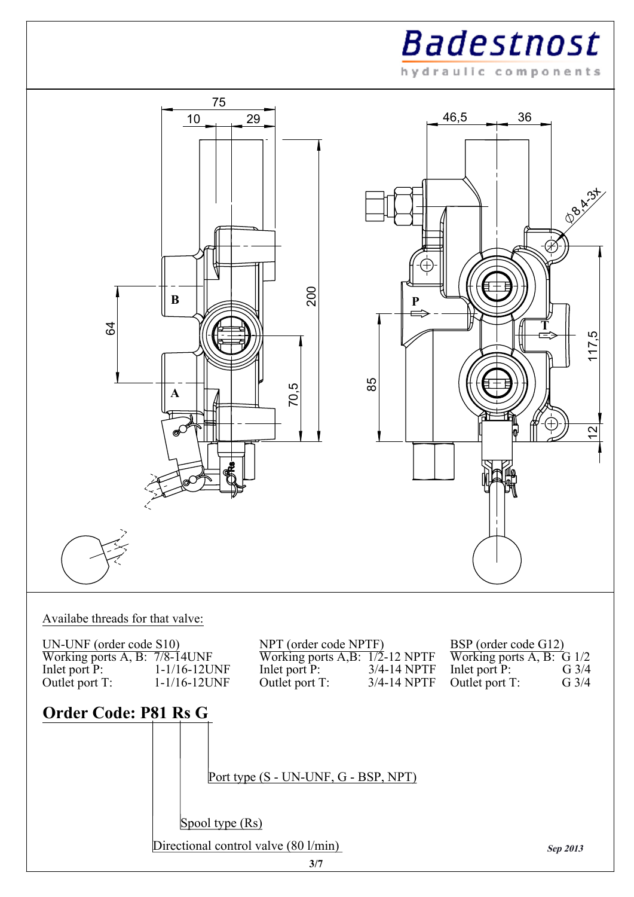Availabe threads for that valve:

| UN-UNF (order code S10) | | NPT (order code NPTF) | | BSP (order code G12) | |
|---|---|---|---|---|---|
| Working ports A, B: | 7/8-14UNF | Working ports A,B: | 1/2-12 NPTF | Working ports A, B: | G 1/2 |
| Inlet port P: | 1-1/16-12UNF | Inlet port P: | 3/4-14 NPTF | Inlet port P: | G 3/4 |
| Outlet port T: | 1-1/16-12UNF | Outlet port T: | 3/4-14 NPTF | Outlet port T: | G 3/4 |

## Order Code: P81 Rs G

- Port type (S - UN-UNF, G - BSP, NPT)
- Spool type (Rs)
- Directional control valve (80 l/min)

*Sep 2013*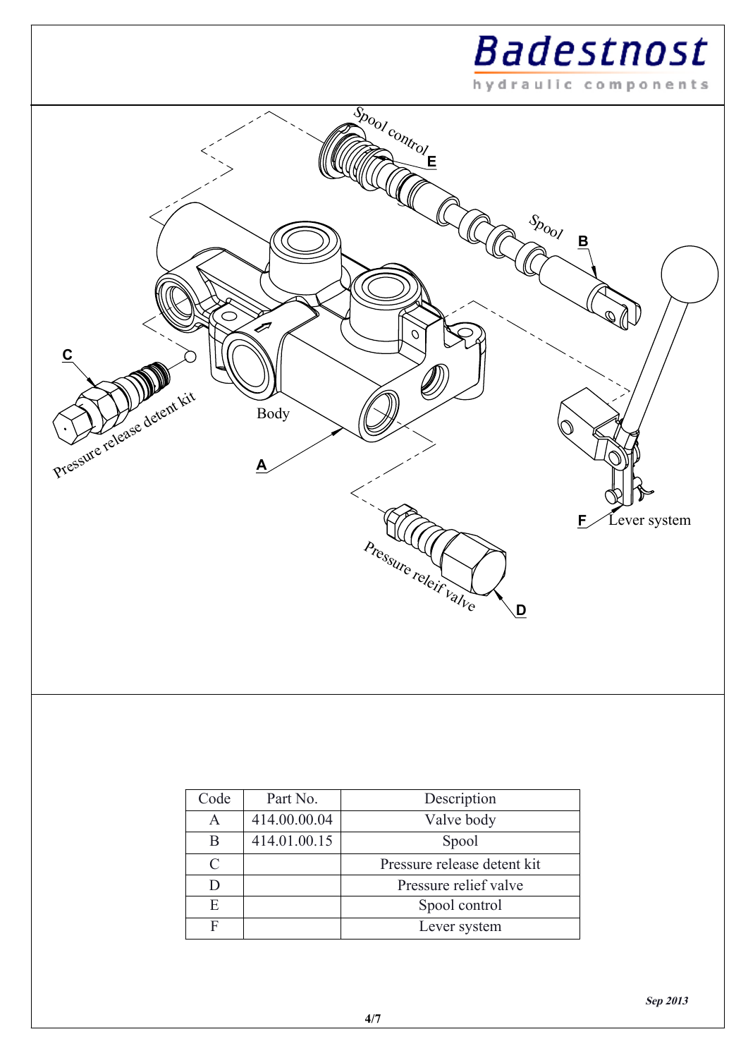| Code | Part No. | Description |
| --- | --- | --- |
| A | 414.00.00.04 | Valve body |
| B | 414.01.00.15 | Spool |
| C | | Pressure release detent kit |
| D | | Pressure relief valve |
| E | | Spool control |
| F | | Lever system |

*Sep 2013*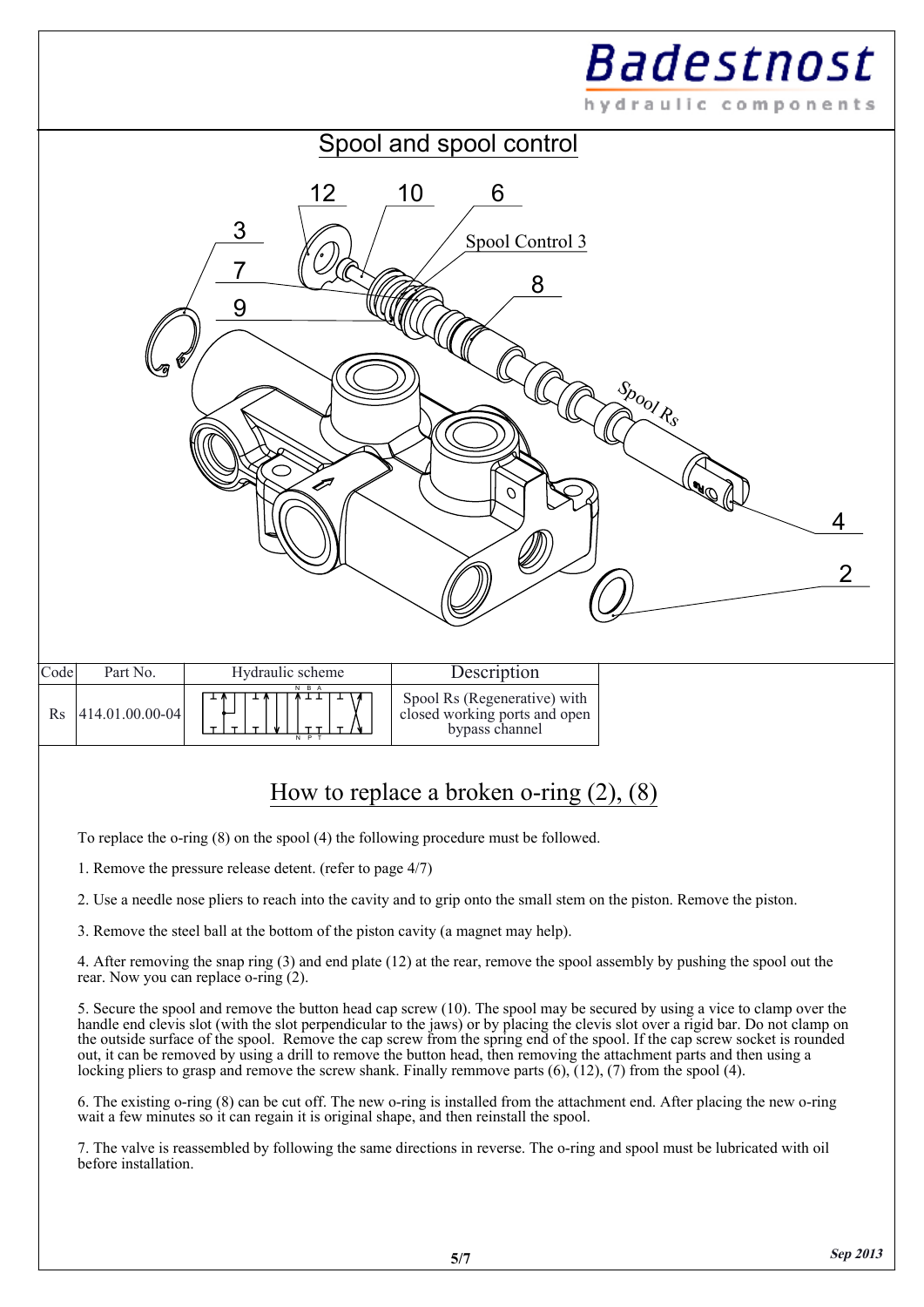## Spool and spool control

| Code | Part No. | Hydraulic scheme | Description |
|---|---|---|---|
| Rs | 414.01.00.00-04 | | Spool Rs (Regenerative) with closed working ports and open bypass channel |

## How to replace a broken o-ring (2), (8)

To replace the o-ring (8) on the spool (4) the following procedure must be followed.

1. Remove the pressure release detent. (refer to page 4/7)

2. Use a needle nose pliers to reach into the cavity and to grip onto the small stem on the piston. Remove the piston.

3. Remove the steel ball at the bottom of the piston cavity (a magnet may help).

4. After removing the snap ring (3) and end plate (12) at the rear, remove the spool assembly by pushing the spool out the rear. Now you can replace o-ring (2).

5. Secure the spool and remove the button head cap screw (10). The spool may be secured by using a vice to clamp over the handle end clevis slot (with the slot perpendicular to the jaws) or by placing the clevis slot over a rigid bar. Do not clamp on the outside surface of the spool. Remove the cap screw from the spring end of the spool. If the cap screw socket is rounded out, it can be removed by using a drill to remove the button head, then removing the attachment parts and then using a locking pliers to grasp and remove the screw shank. Finally remmove parts (6), (12), (7) from the spool (4).

6. The existing o-ring (8) can be cut off. The new o-ring is installed from the attachment end. After placing the new o-ring wait a few minutes so it can regain it is original shape, and then reinstall the spool.

7. The valve is reassembled by following the same directions in reverse. The o-ring and spool must be lubricated with oil before installation.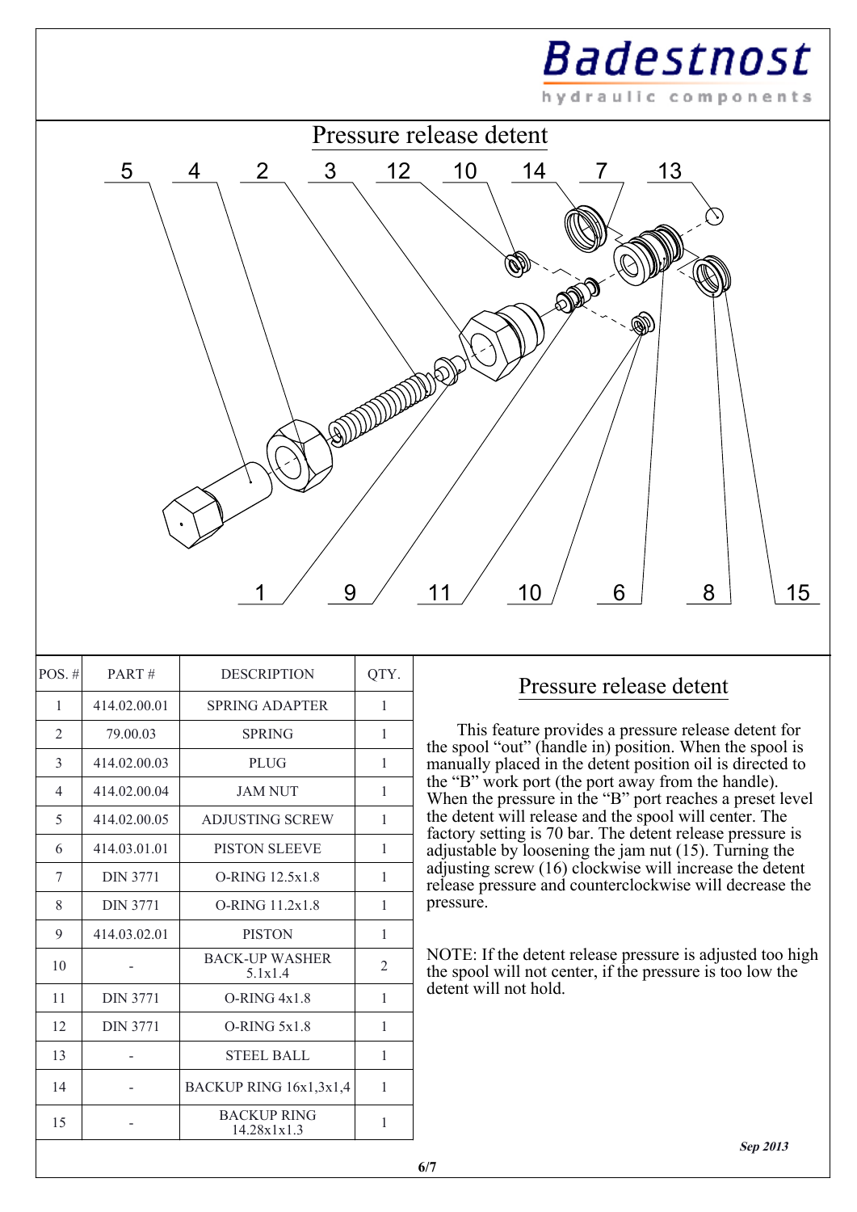# Pressure release detent

| POS. # | PART # | DESCRIPTION | QTY. |
|---|---|---|---|
| 1 | 414.02.00.01 | SPRING ADAPTER | 1 |
| 2 | 79.00.03 | SPRING | 1 |
| 3 | 414.02.00.03 | PLUG | 1 |
| 4 | 414.02.00.04 | JAM NUT | 1 |
| 5 | 414.02.00.05 | ADJUSTING SCREW | 1 |
| 6 | 414.03.01.01 | PISTON SLEEVE | 1 |
| 7 | DIN 3771 | O-RING 12.5x1.8 | 1 |
| 8 | DIN 3771 | O-RING 11.2x1.8 | 1 |
| 9 | 414.03.02.01 | PISTON | 1 |
| 10 | - | BACK-UP WASHER 5.1x1.4 | 2 |
| 11 | DIN 3771 | O-RING 4x1.8 | 1 |
| 12 | DIN 3771 | O-RING 5x1.8 | 1 |
| 13 | - | STEEL BALL | 1 |
| 14 | - | BACKUP RING 16x1,3x1,4 | 1 |
| 15 | - | BACKUP RING 14.28x1x1.3 | 1 |

## Pressure release detent

This feature provides a pressure release detent for the spool “out” (handle in) position. When the spool is manually placed in the detent position oil is directed to the “B” work port (the port away from the handle). When the pressure in the “B” port reaches a preset level the detent will release and the spool will center. The factory setting is 70 bar. The detent release pressure is adjustable by loosening the jam nut (15). Turning the adjusting screw (16) clockwise will increase the detent release pressure and counterclockwise will decrease the pressure.

NOTE: If the detent release pressure is adjusted too high the spool will not center, if the pressure is too low the detent will not hold.

*Sep 2013*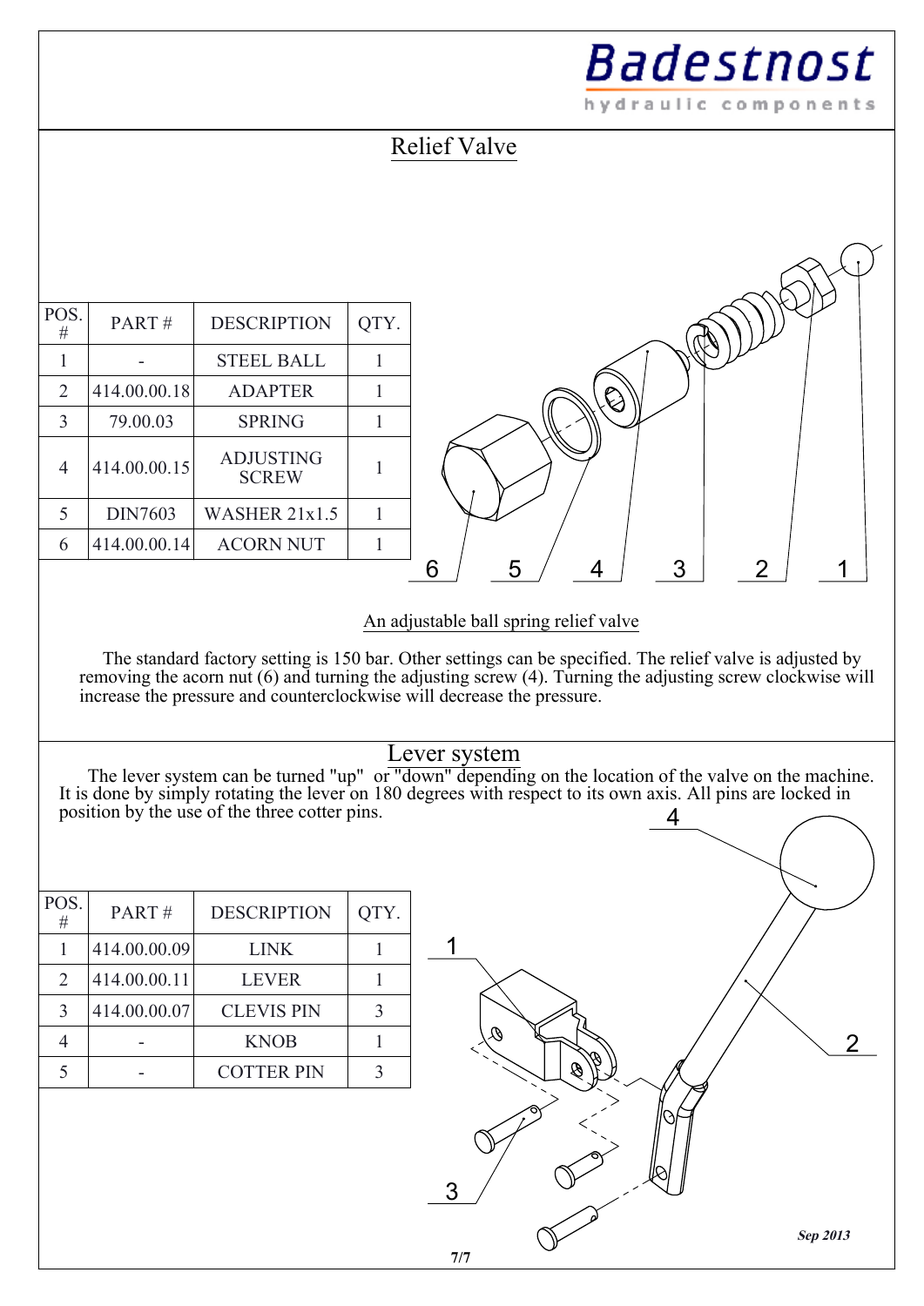## Relief Valve

| POS. # | PART # | DESCRIPTION | QTY. |
|---|---|---|---|
| 1 | - | STEEL BALL | 1 |
| 2 | 414.00.00.18 | ADAPTER | 1 |
| 3 | 79.00.03 | SPRING | 1 |
| 4 | 414.00.00.15 | ADJUSTING SCREW | 1 |
| 5 | DIN7603 | WASHER 21x1.5 | 1 |
| 6 | 414.00.00.14 | ACORN NUT | 1 |

An adjustable ball spring relief valve

The standard factory setting is 150 bar. Other settings can be specified. The relief valve is adjusted by removing the acorn nut (6) and turning the adjusting screw (4). Turning the adjusting screw clockwise will increase the pressure and counterclockwise will decrease the pressure.

## Lever system

The lever system can be turned "up" or "down" depending on the location of the valve on the machine. It is done by simply rotating the lever on 180 degrees with respect to its own axis. All pins are locked in position by the use of the three cotter pins.

| POS. # | PART # | DESCRIPTION | QTY. |
|---|---|---|---|
| 1 | 414.00.00.09 | LINK | 1 |
| 2 | 414.00.00.11 | LEVER | 1 |
| 3 | 414.00.00.07 | CLEVIS PIN | 3 |
| 4 | - | KNOB | 1 |
| 5 | - | COTTER PIN | 3 |

*Sep 2013*